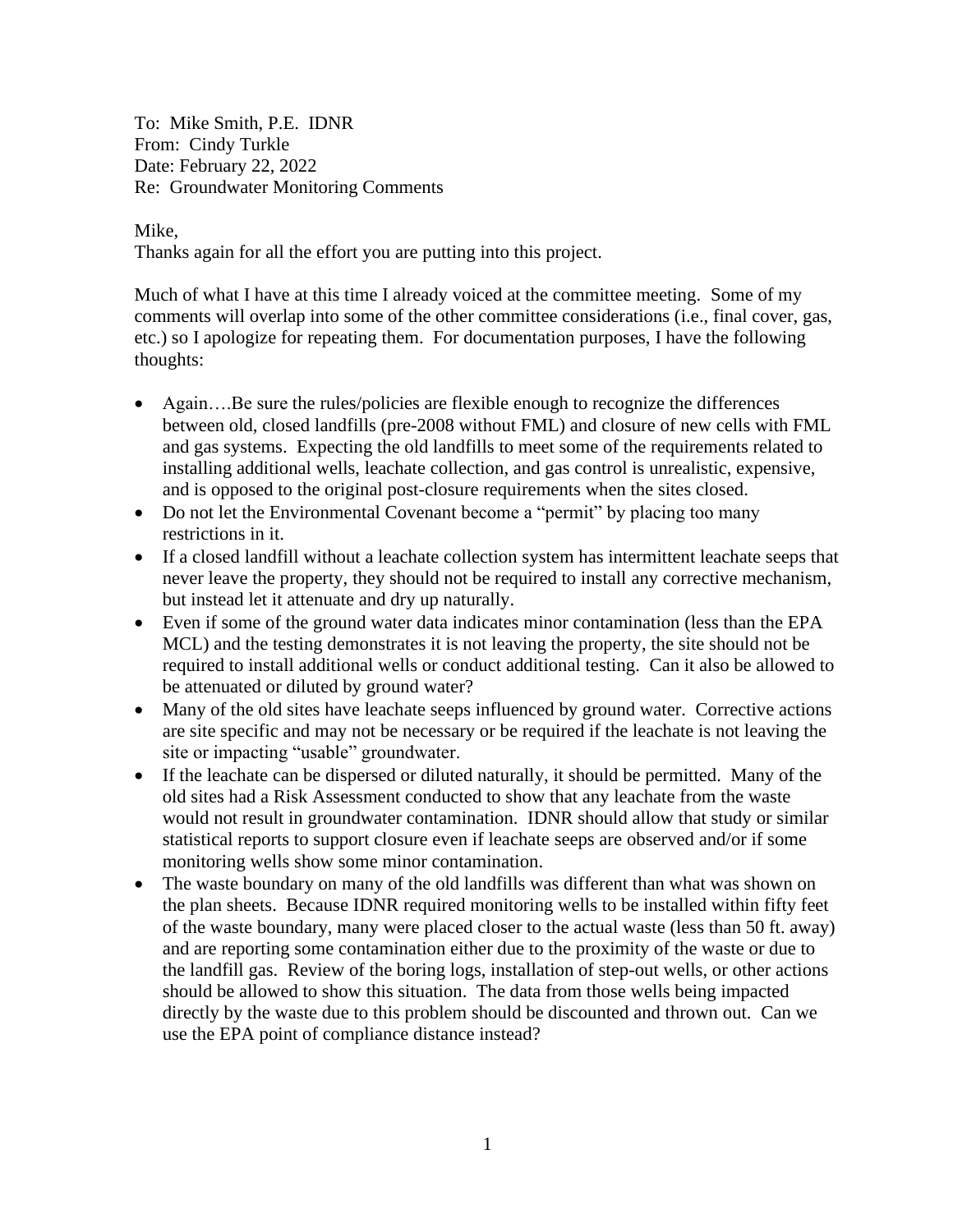To: Mike Smith, P.E. IDNR
From: Cindy Turkle
Date: February 22, 2022
Re: Groundwater Monitoring Comments

Mike,
Thanks again for all the effort you are putting into this project.

Much of what I have at this time I already voiced at the committee meeting. Some of my comments will overlap into some of the other committee considerations (i.e., final cover, gas, etc.) so I apologize for repeating them. For documentation purposes, I have the following thoughts:

- Again….Be sure the rules/policies are flexible enough to recognize the differences between old, closed landfills (pre-2008 without FML) and closure of new cells with FML and gas systems. Expecting the old landfills to meet some of the requirements related to installing additional wells, leachate collection, and gas control is unrealistic, expensive, and is opposed to the original post-closure requirements when the sites closed.
- Do not let the Environmental Covenant become a "permit" by placing too many restrictions in it.
- If a closed landfill without a leachate collection system has intermittent leachate seeps that never leave the property, they should not be required to install any corrective mechanism, but instead let it attenuate and dry up naturally.
- Even if some of the ground water data indicates minor contamination (less than the EPA MCL) and the testing demonstrates it is not leaving the property, the site should not be required to install additional wells or conduct additional testing. Can it also be allowed to be attenuated or diluted by ground water?
- Many of the old sites have leachate seeps influenced by ground water. Corrective actions are site specific and may not be necessary or be required if the leachate is not leaving the site or impacting "usable" groundwater.
- If the leachate can be dispersed or diluted naturally, it should be permitted. Many of the old sites had a Risk Assessment conducted to show that any leachate from the waste would not result in groundwater contamination. IDNR should allow that study or similar statistical reports to support closure even if leachate seeps are observed and/or if some monitoring wells show some minor contamination.
- The waste boundary on many of the old landfills was different than what was shown on the plan sheets. Because IDNR required monitoring wells to be installed within fifty feet of the waste boundary, many were placed closer to the actual waste (less than 50 ft. away) and are reporting some contamination either due to the proximity of the waste or due to the landfill gas. Review of the boring logs, installation of step-out wells, or other actions should be allowed to show this situation. The data from those wells being impacted directly by the waste due to this problem should be discounted and thrown out. Can we use the EPA point of compliance distance instead?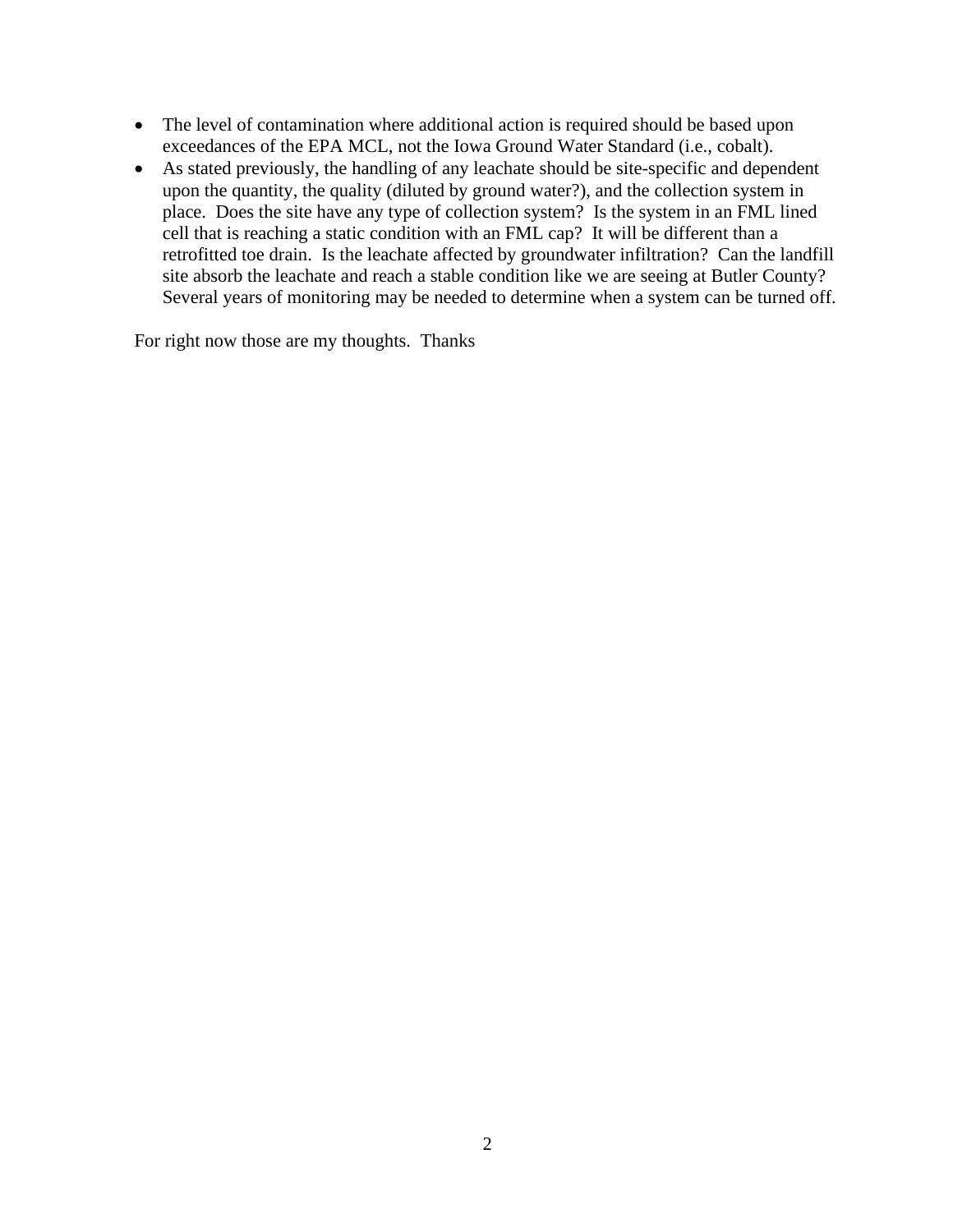- The level of contamination where additional action is required should be based upon exceedances of the EPA MCL, not the Iowa Ground Water Standard (i.e., cobalt).
- As stated previously, the handling of any leachate should be site-specific and dependent upon the quantity, the quality (diluted by ground water?), and the collection system in place. Does the site have any type of collection system? Is the system in an FML lined cell that is reaching a static condition with an FML cap? It will be different than a retrofitted toe drain. Is the leachate affected by groundwater infiltration? Can the landfill site absorb the leachate and reach a stable condition like we are seeing at Butler County? Several years of monitoring may be needed to determine when a system can be turned off.

For right now those are my thoughts. Thanks